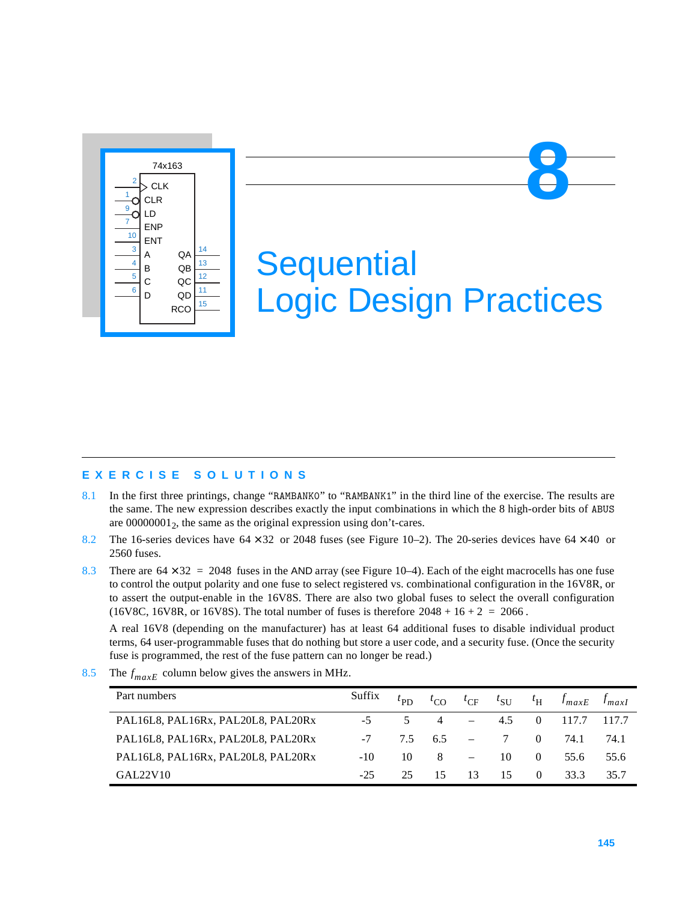# 8 Sequential Logic Design Practices

## EXERCISE SOLUTIONS

8.1 In the first three printings, change "RAMBANK0" to "RAMBANK1" in the third line of the exercise. The results are the same. The new expression describes exactly the input combinations in which the 8 high-order bits of ABUS are $00000001_2$, the same as the original expression using don't-cares.

8.2 The 16-series devices have $64 \times 32$ or 2048 fuses (see Figure 10–2). The 20-series devices have $64 \times 40$ or 2560 fuses.

8.3 There are $64 \times 32 = 2048$ fuses in the AND array (see Figure 10–4). Each of the eight macrocells has one fuse to control the output polarity and one fuse to select registered vs. combinational configuration in the 16V8R, or to assert the output-enable in the 16V8S. There are also two global fuses to select the overall configuration (16V8C, 16V8R, or 16V8S). The total number of fuses is therefore $2048 + 16 + 2 = 2066$.

A real 16V8 (depending on the manufacturer) has at least 64 additional fuses to disable individual product terms, 64 user-programmable fuses that do nothing but store a user code, and a security fuse. (Once the security fuse is programmed, the rest of the fuse pattern can no longer be read.)

8.5 The $f_{maxE}$ column below gives the answers in MHz.

| Part numbers | Suffix | $t_{PD}$ | $t_{CO}$ | $t_{CF}$ | $t_{SU}$ | $t_{H}$ | $f_{maxE}$ | $f_{maxI}$ |
|---|---|---|---|---|---|---|---|---|
| PAL16L8, PAL16Rx, PAL20L8, PAL20Rx | -5 | 5 | 4 | – | 4.5 | 0 | 117.7 | 117.7 |
| PAL16L8, PAL16Rx, PAL20L8, PAL20Rx | -7 | 7.5 | 6.5 | – | 7 | 0 | 74.1 | 74.1 |
| PAL16L8, PAL16Rx, PAL20L8, PAL20Rx | -10 | 10 | 8 | – | 10 | 0 | 55.6 | 55.6 |
| GAL22V10 | -25 | 25 | 15 | 13 | 15 | 0 | 33.3 | 35.7 |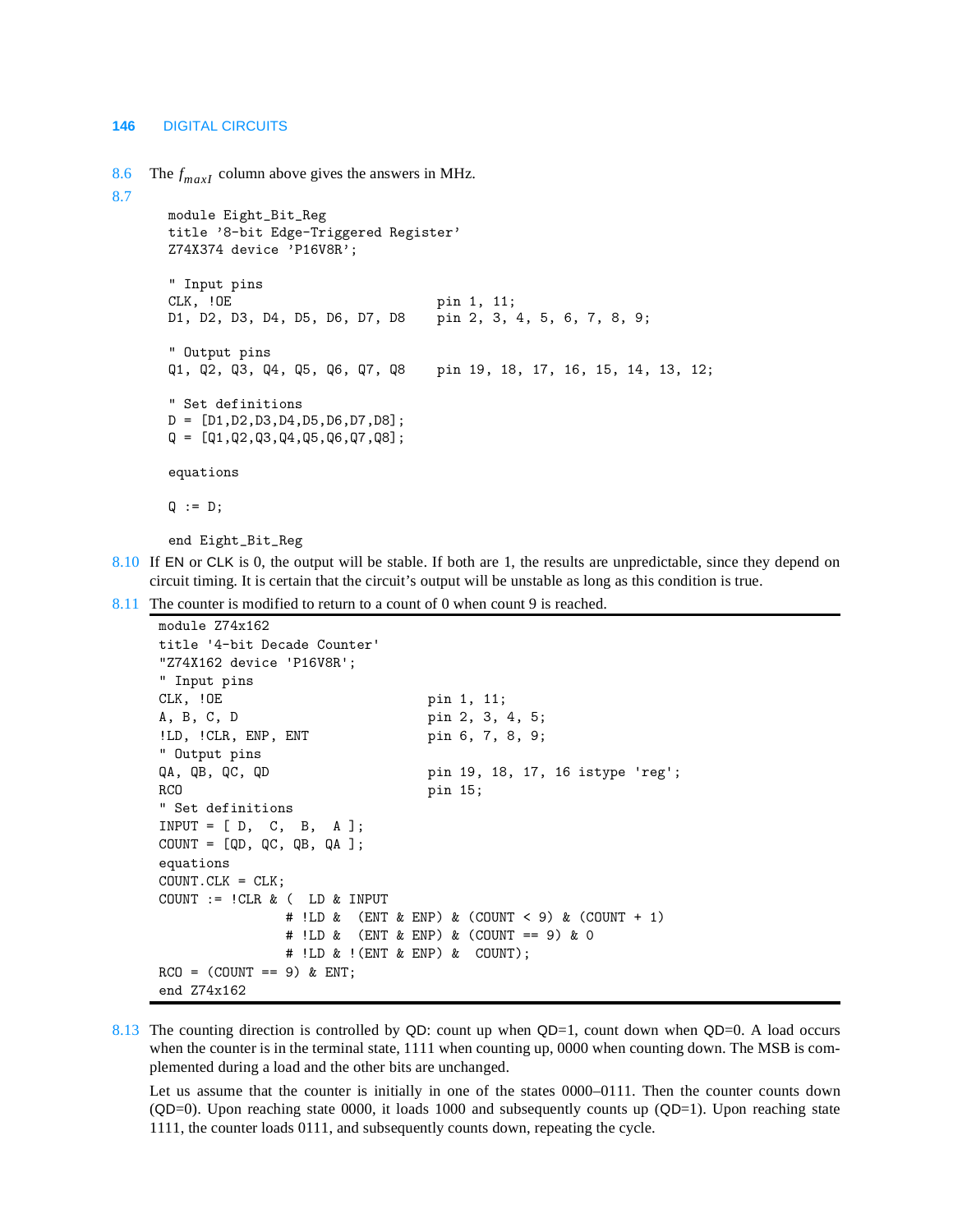8.6 The $f_{maxI}$ column above gives the answers in MHz.

8.7

```
module Eight_Bit_Reg
title '8-bit Edge-Triggered Register'
Z74X374 device 'P16V8R';

" Input pins
CLK, !OE                          pin 1, 11;
D1, D2, D3, D4, D5, D6, D7, D8    pin 2, 3, 4, 5, 6, 7, 8, 9;

" Output pins
Q1, Q2, Q3, Q4, Q5, Q6, Q7, Q8    pin 19, 18, 17, 16, 15, 14, 13, 12;

" Set definitions
D = [D1,D2,D3,D4,D5,D6,D7,D8];
Q = [Q1,Q2,Q3,Q4,Q5,Q6,Q7,Q8];

equations

Q := D;

end Eight_Bit_Reg
```

8.10 If EN or CLK is 0, the output will be stable. If both are 1, the results are unpredictable, since they depend on circuit timing. It is certain that the circuit's output will be unstable as long as this condition is true.

8.11 The counter is modified to return to a count of 0 when count 9 is reached.

```
module Z74x162
title '4-bit Decade Counter'
"Z74X162 device 'P16V8R';
" Input pins
CLK, !OE                          pin 1, 11;
A, B, C, D                        pin 2, 3, 4, 5;
!LD, !CLR, ENP, ENT               pin 6, 7, 8, 9;
" Output pins
QA, QB, QC, QD                    pin 19, 18, 17, 16 istype 'reg';
RCO                               pin 15;
" Set definitions
INPUT = [ D,  C,  B,  A ];
COUNT = [QD, QC, QB, QA ];
equations
COUNT.CLK = CLK;
COUNT := !CLR & (  LD & INPUT
               # !LD &  (ENT & ENP) & (COUNT < 9) & (COUNT + 1)
               # !LD &  (ENT & ENP) & (COUNT == 9) & 0
               # !LD & !(ENT & ENP) &  COUNT);
RCO = (COUNT == 9) & ENT;
end Z74x162
```

8.13 The counting direction is controlled by QD: count up when QD=1, count down when QD=0. A load occurs when the counter is in the terminal state, 1111 when counting up, 0000 when counting down. The MSB is complemented during a load and the other bits are unchanged.

Let us assume that the counter is initially in one of the states 0000–0111. Then the counter counts down (QD=0). Upon reaching state 0000, it loads 1000 and subsequently counts up (QD=1). Upon reaching state 1111, the counter loads 0111, and subsequently counts down, repeating the cycle.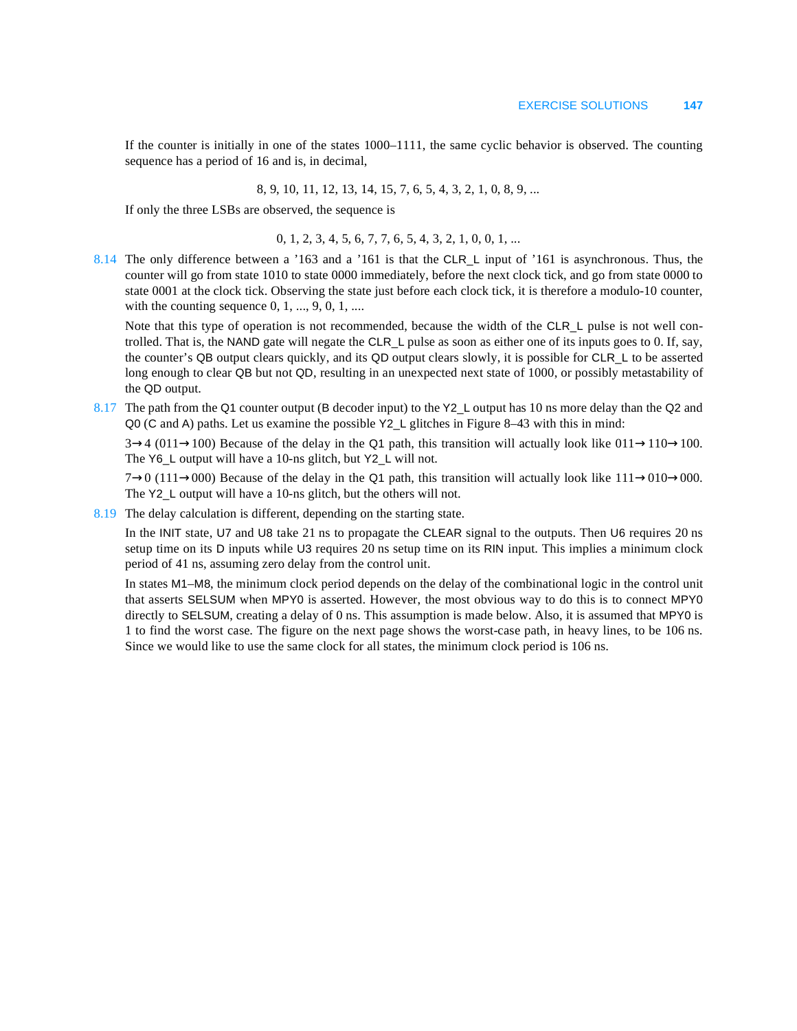If the counter is initially in one of the states 1000–1111, the same cyclic behavior is observed. The counting sequence has a period of 16 and is, in decimal,

8, 9, 10, 11, 12, 13, 14, 15, 7, 6, 5, 4, 3, 2, 1, 0, 8, 9, ...

If only the three LSBs are observed, the sequence is

0, 1, 2, 3, 4, 5, 6, 7, 7, 6, 5, 4, 3, 2, 1, 0, 0, 1, ...

**8.14** The only difference between a ’163 and a ’161 is that the CLR_L input of ’161 is asynchronous. Thus, the counter will go from state 1010 to state 0000 immediately, before the next clock tick, and go from state 0000 to state 0001 at the clock tick. Observing the state just before each clock tick, it is therefore a modulo-10 counter, with the counting sequence 0, 1, ..., 9, 0, 1, ....

Note that this type of operation is not recommended, because the width of the CLR_L pulse is not well controlled. That is, the NAND gate will negate the CLR_L pulse as soon as either one of its inputs goes to 0. If, say, the counter’s QB output clears quickly, and its QD output clears slowly, it is possible for CLR_L to be asserted long enough to clear QB but not QD, resulting in an unexpected next state of 1000, or possibly metastability of the QD output.

**8.17** The path from the Q1 counter output (B decoder input) to the Y2_L output has 10 ns more delay than the Q2 and Q0 (C and A) paths. Let us examine the possible Y2_L glitches in Figure 8–43 with this in mind:

3→4 (011→100) Because of the delay in the Q1 path, this transition will actually look like 011→110→100. The Y6_L output will have a 10-ns glitch, but Y2_L will not.

7→0 (111→000) Because of the delay in the Q1 path, this transition will actually look like 111→010→000. The Y2_L output will have a 10-ns glitch, but the others will not.

**8.19** The delay calculation is different, depending on the starting state.

In the INIT state, U7 and U8 take 21 ns to propagate the CLEAR signal to the outputs. Then U6 requires 20 ns setup time on its D inputs while U3 requires 20 ns setup time on its RIN input. This implies a minimum clock period of 41 ns, assuming zero delay from the control unit.

In states M1–M8, the minimum clock period depends on the delay of the combinational logic in the control unit that asserts SELSUM when MPY0 is asserted. However, the most obvious way to do this is to connect MPY0 directly to SELSUM, creating a delay of 0 ns. This assumption is made below. Also, it is assumed that MPY0 is 1 to find the worst case. The figure on the next page shows the worst-case path, in heavy lines, to be 106 ns. Since we would like to use the same clock for all states, the minimum clock period is 106 ns.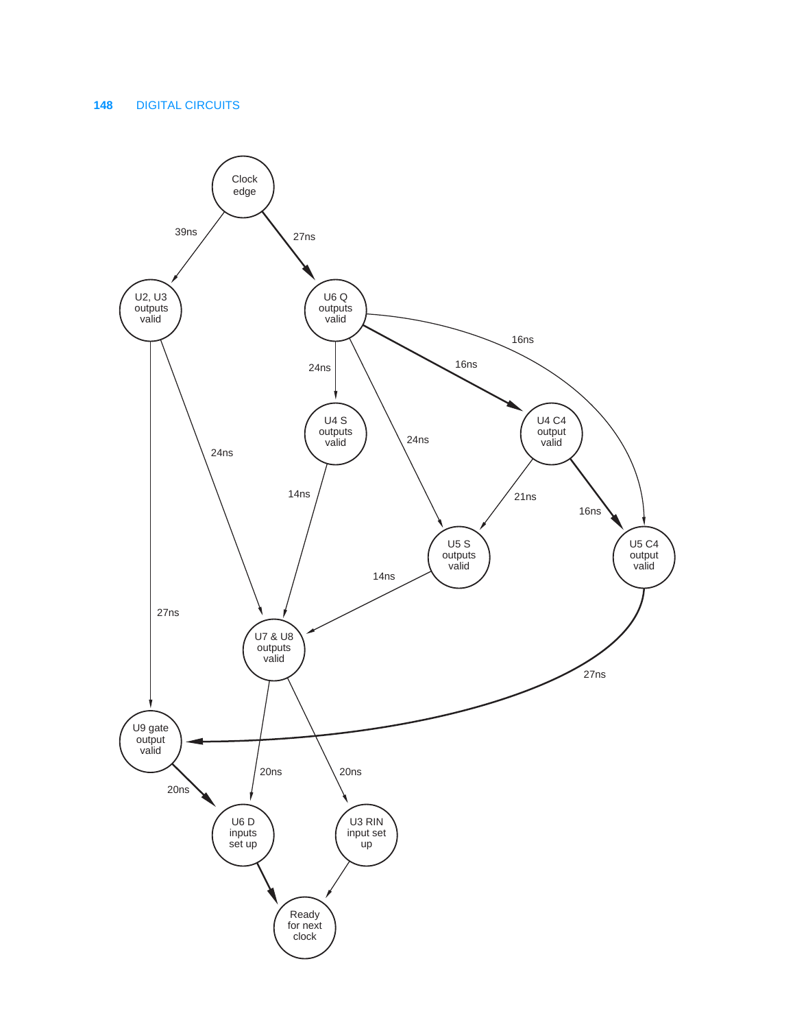- Clock edge → U2, U3 outputs valid: 39ns
- Clock edge → U6 Q outputs valid: 27ns
- U2, U3 outputs valid → U7 & U8 outputs valid: 24ns
- U2, U3 outputs valid → U9 gate output valid: 27ns
- U6 Q outputs valid → U4 S outputs valid: 24ns
- U6 Q outputs valid → U5 S outputs valid: 24ns
- U6 Q outputs valid → U4 C4 output valid: 16ns
- U6 Q outputs valid → U5 C4 output valid: 16ns
- U4 S outputs valid → U7 & U8 outputs valid: 14ns
- U4 C4 output valid → U5 S outputs valid: 21ns
- U4 C4 output valid → U5 C4 output valid: 16ns
- U5 S outputs valid → U7 & U8 outputs valid: 14ns
- U5 C4 output valid → U9 gate output valid: 27ns
- U7 & U8 outputs valid → U6 D inputs set up: 20ns
- U7 & U8 outputs valid → U3 RIN input set up: 20ns
- U9 gate output valid → U6 D inputs set up: 20ns
- U6 D inputs set up → Ready for next clock
- U3 RIN input set up → Ready for next clock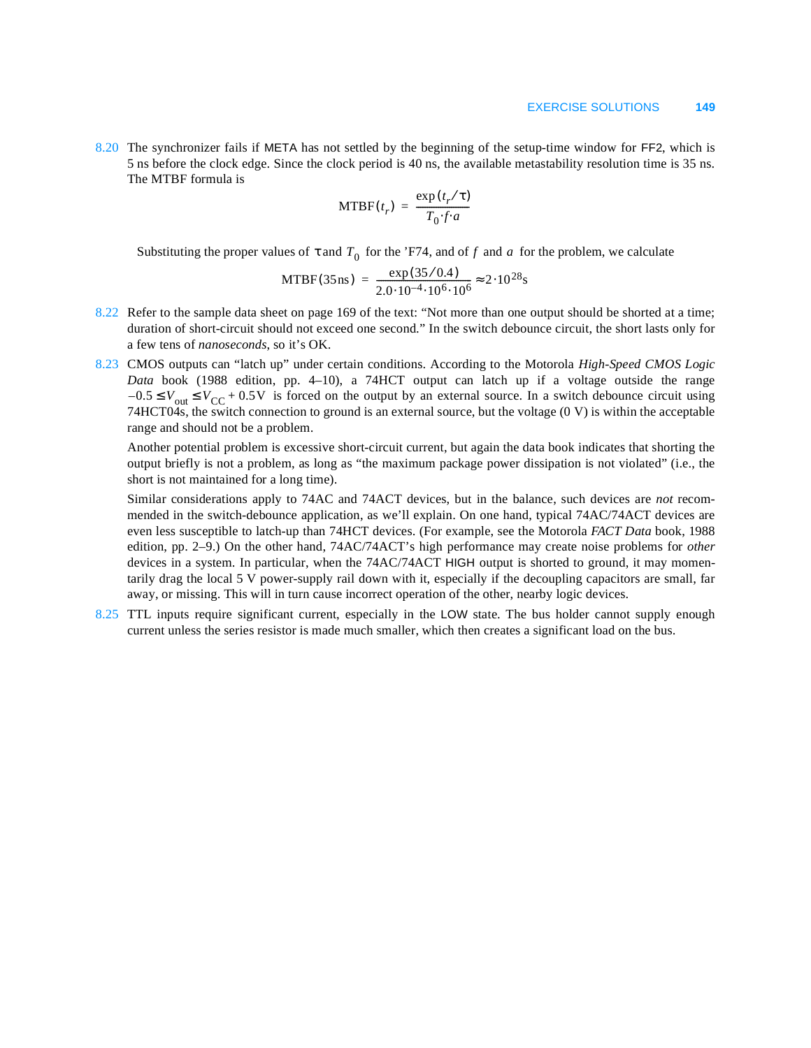8.20 The synchronizer fails if META has not settled by the beginning of the setup-time window for FF2, which is 5 ns before the clock edge. Since the clock period is 40 ns, the available metastability resolution time is 35 ns. The MTBF formula is

$$\mathrm{MTBF}(t_r) = \frac{\exp(t_r/\tau)}{T_0 \cdot f \cdot a}$$

Substituting the proper values of $\tau$ and $T_0$ for the 'F74, and of $f$ and $a$ for the problem, we calculate

$$\mathrm{MTBF}(35\,\mathrm{ns}) = \frac{\exp(35/0.4)}{2.0 \cdot 10^{-4} \cdot 10^{6} \cdot 10^{6}} \approx 2 \cdot 10^{28}\,\mathrm{s}$$

8.22 Refer to the sample data sheet on page 169 of the text: “Not more than one output should be shorted at a time; duration of short-circuit should not exceed one second.” In the switch debounce circuit, the short lasts only for a few tens of *nanoseconds*, so it’s OK.

8.23 CMOS outputs can “latch up” under certain conditions. According to the Motorola *High-Speed CMOS Logic Data* book (1988 edition, pp. 4–10), a 74HCT output can latch up if a voltage outside the range $-0.5 \le V_{out} \le V_{CC} + 0.5\,\mathrm{V}$ is forced on the output by an external source. In a switch debounce circuit using 74HCT04s, the switch connection to ground is an external source, but the voltage (0 V) is within the acceptable range and should not be a problem.

Another potential problem is excessive short-circuit current, but again the data book indicates that shorting the output briefly is not a problem, as long as “the maximum package power dissipation is not violated” (i.e., the short is not maintained for a long time).

Similar considerations apply to 74AC and 74ACT devices, but in the balance, such devices are *not* recommended in the switch-debounce application, as we’ll explain. On one hand, typical 74AC/74ACT devices are even less susceptible to latch-up than 74HCT devices. (For example, see the Motorola *FACT Data* book, 1988 edition, pp. 2–9.) On the other hand, 74AC/74ACT’s high performance may create noise problems for *other* devices in a system. In particular, when the 74AC/74ACT HIGH output is shorted to ground, it may momentarily drag the local 5 V power-supply rail down with it, especially if the decoupling capacitors are small, far away, or missing. This will in turn cause incorrect operation of the other, nearby logic devices.

8.25 TTL inputs require significant current, especially in the LOW state. The bus holder cannot supply enough current unless the series resistor is made much smaller, which then creates a significant load on the bus.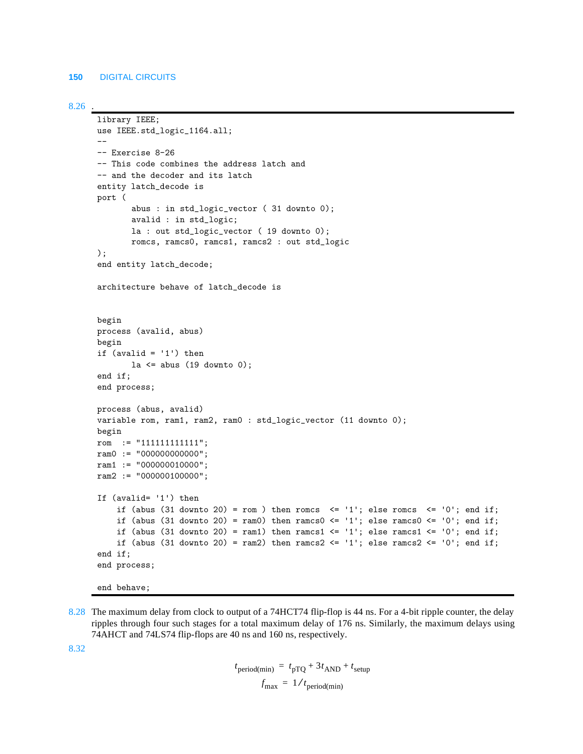8.26 .

```
library IEEE;
use IEEE.std_logic_1164.all;
--
-- Exercise 8-26
-- This code combines the address latch and
-- and the decoder and its latch
entity latch_decode is
port (
        abus : in std_logic_vector ( 31 downto 0);
        avalid : in std_logic;
        la : out std_logic_vector ( 19 downto 0);
        romcs, ramcs0, ramcs1, ramcs2 : out std_logic
);
end entity latch_decode;

architecture behave of latch_decode is


begin
process (avalid, abus)
begin
if (avalid = '1') then
        la <= abus (19 downto 0);
end if;
end process;

process (abus, avalid)
variable rom, ram1, ram2, ram0 : std_logic_vector (11 downto 0);
begin
rom  := "111111111111";
ram0 := "000000000000";
ram1 := "000000010000";
ram2 := "000000100000";

If (avalid= '1') then
     if (abus (31 downto 20) = rom ) then romcs  <= '1'; else romcs  <= '0'; end if;
     if (abus (31 downto 20) = ram0) then ramcs0 <= '1'; else ramcs0 <= '0'; end if;
     if (abus (31 downto 20) = ram1) then ramcs1 <= '1'; else ramcs1 <= '0'; end if;
     if (abus (31 downto 20) = ram2) then ramcs2 <= '1'; else ramcs2 <= '0'; end if;
end if;
end process;

end behave;
```

8.28 The maximum delay from clock to output of a 74HCT74 flip-flop is 44 ns. For a 4-bit ripple counter, the delay ripples through four such stages for a total maximum delay of 176 ns. Similarly, the maximum delays using 74AHCT and 74LS74 flip-flops are 40 ns and 160 ns, respectively.

8.32

$$t_{\text{period(min)}} = t_{\text{pTQ}} + 3t_{\text{AND}} + t_{\text{setup}}$$

$$f_{\text{max}} = 1/t_{\text{period(min)}}$$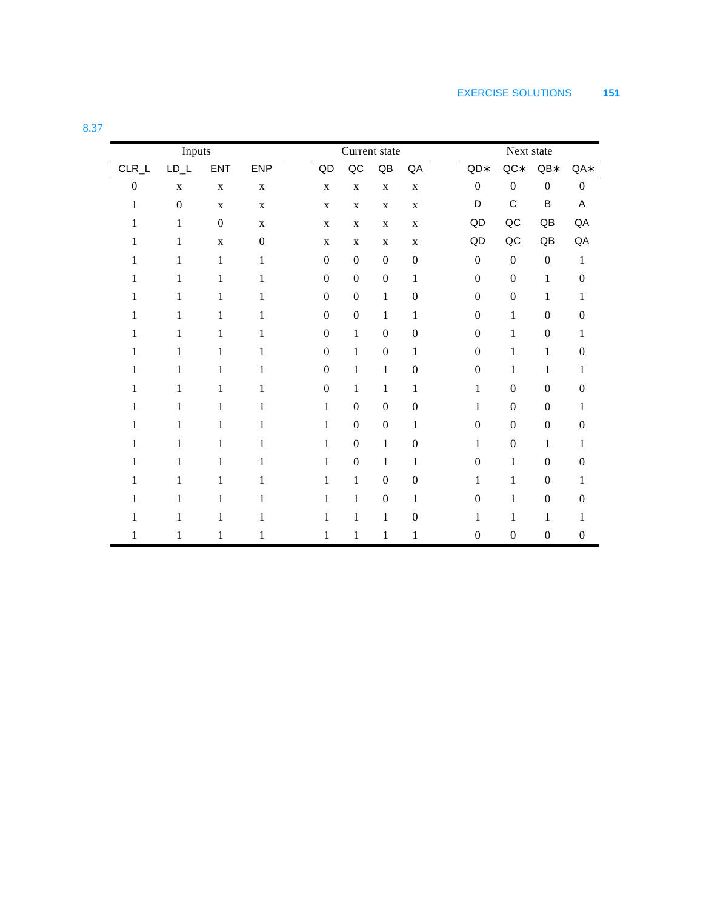8.37

| Inputs | | | | Current state | | | | Next state | | | |
|---|---|---|---|---|---|---|---|---|---|---|---|
| CLR_L | LD_L | ENT | ENP | QD | QC | QB | QA | QD* | QC* | QB* | QA* |
| 0 | x | x | x | x | x | x | x | 0 | 0 | 0 | 0 |
| 1 | 0 | x | x | x | x | x | x | D | C | B | A |
| 1 | 1 | 0 | x | x | x | x | x | QD | QC | QB | QA |
| 1 | 1 | x | 0 | x | x | x | x | QD | QC | QB | QA |
| 1 | 1 | 1 | 1 | 0 | 0 | 0 | 0 | 0 | 0 | 0 | 1 |
| 1 | 1 | 1 | 1 | 0 | 0 | 0 | 1 | 0 | 0 | 1 | 0 |
| 1 | 1 | 1 | 1 | 0 | 0 | 1 | 0 | 0 | 0 | 1 | 1 |
| 1 | 1 | 1 | 1 | 0 | 0 | 1 | 1 | 0 | 1 | 0 | 0 |
| 1 | 1 | 1 | 1 | 0 | 1 | 0 | 0 | 0 | 1 | 0 | 1 |
| 1 | 1 | 1 | 1 | 0 | 1 | 0 | 1 | 0 | 1 | 1 | 0 |
| 1 | 1 | 1 | 1 | 0 | 1 | 1 | 0 | 0 | 1 | 1 | 1 |
| 1 | 1 | 1 | 1 | 0 | 1 | 1 | 1 | 1 | 0 | 0 | 0 |
| 1 | 1 | 1 | 1 | 1 | 0 | 0 | 0 | 1 | 0 | 0 | 1 |
| 1 | 1 | 1 | 1 | 1 | 0 | 0 | 1 | 0 | 0 | 0 | 0 |
| 1 | 1 | 1 | 1 | 1 | 0 | 1 | 0 | 1 | 0 | 1 | 1 |
| 1 | 1 | 1 | 1 | 1 | 0 | 1 | 1 | 0 | 1 | 0 | 0 |
| 1 | 1 | 1 | 1 | 1 | 1 | 0 | 0 | 1 | 1 | 0 | 1 |
| 1 | 1 | 1 | 1 | 1 | 1 | 0 | 1 | 0 | 1 | 0 | 0 |
| 1 | 1 | 1 | 1 | 1 | 1 | 1 | 0 | 1 | 1 | 1 | 1 |
| 1 | 1 | 1 | 1 | 1 | 1 | 1 | 1 | 0 | 0 | 0 | 0 |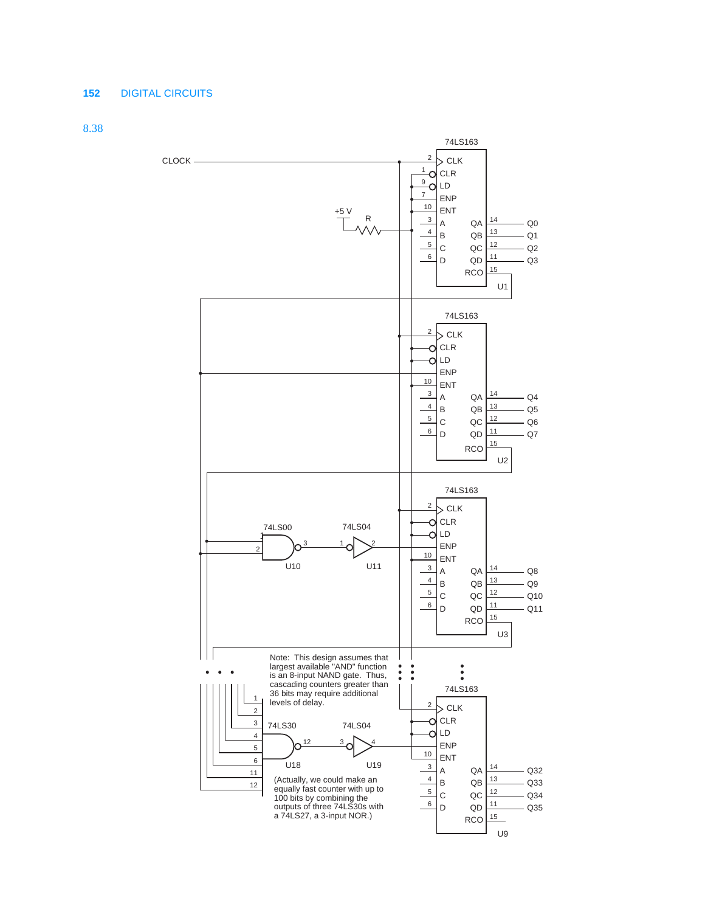8.38

Note: This design assumes that largest available "AND" function is an 8-input NAND gate. Thus, cascading counters greater than 36 bits may require additional levels of delay.

(Actually, we could make an equally fast counter with up to 100 bits by combining the outputs of three 74LS30s with a 74LS27, a 3-input NOR.)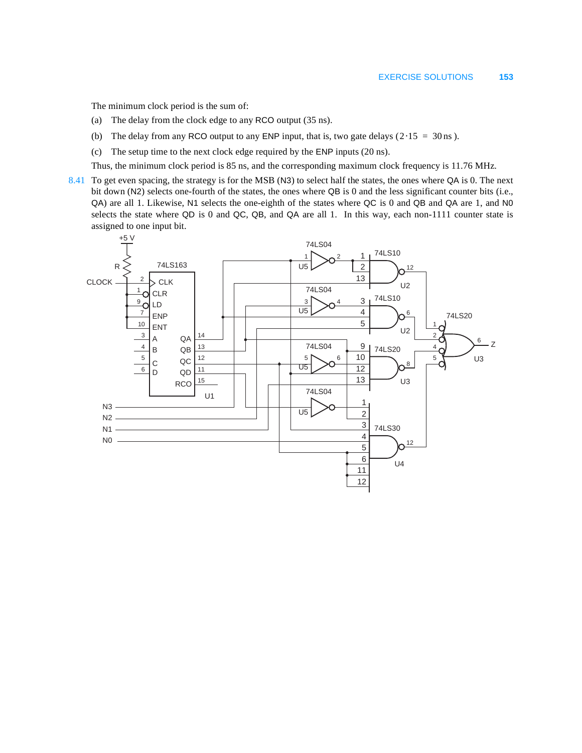The minimum clock period is the sum of:

(a) The delay from the clock edge to any RCO output (35 ns).

(b) The delay from any RCO output to any ENP input, that is, two gate delays ($2 \cdot 15 = 30\,\text{ns}$).

(c) The setup time to the next clock edge required by the ENP inputs (20 ns).

Thus, the minimum clock period is 85 ns, and the corresponding maximum clock frequency is 11.76 MHz.

8.41 To get even spacing, the strategy is for the MSB (N3) to select half the states, the ones where QA is 0. The next bit down (N2) selects one-fourth of the states, the ones where QB is 0 and the less significant counter bits (i.e., QA) are all 1. Likewise, N1 selects the one-eighth of the states where QC is 0 and QB and QA are 1, and N0 selects the state where QD is 0 and QC, QB, and QA are all 1. In this way, each non-1111 counter state is assigned to one input bit.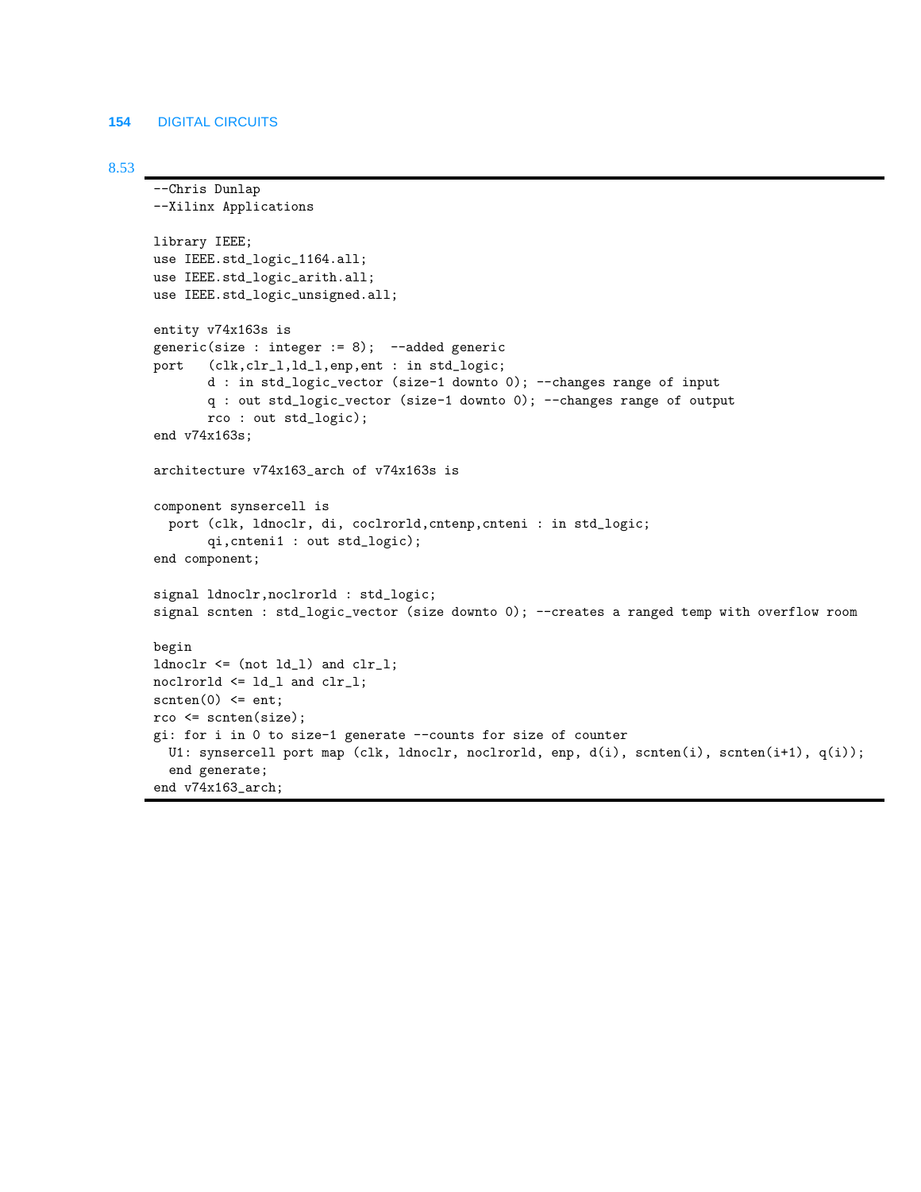8.53

```
--Chris Dunlap
--Xilinx Applications

library IEEE;
use IEEE.std_logic_1164.all;
use IEEE.std_logic_arith.all;
use IEEE.std_logic_unsigned.all;

entity v74x163s is
generic(size : integer := 8);  --added generic
port   (clk,clr_l,ld_l,enp,ent : in std_logic;
       d : in std_logic_vector (size-1 downto 0); --changes range of input
       q : out std_logic_vector (size-1 downto 0); --changes range of output
       rco : out std_logic);
end v74x163s;

architecture v74x163_arch of v74x163s is

component synsercell is
  port (clk, ldnoclr, di, coclrorld,cntenp,cnteni : in std_logic;
       qi,cnteni1 : out std_logic);
end component;

signal ldnoclr,noclrorld : std_logic;
signal scnten : std_logic_vector (size downto 0); --creates a ranged temp with overflow room

begin
ldnoclr <= (not ld_l) and clr_l;
noclrorld <= ld_l and clr_l;
scnten(0) <= ent;
rco <= scnten(size);
gi: for i in 0 to size-1 generate --counts for size of counter
  U1: synsercell port map (clk, ldnoclr, noclrorld, enp, d(i), scnten(i), scnten(i+1), q(i));
  end generate;
end v74x163_arch;
```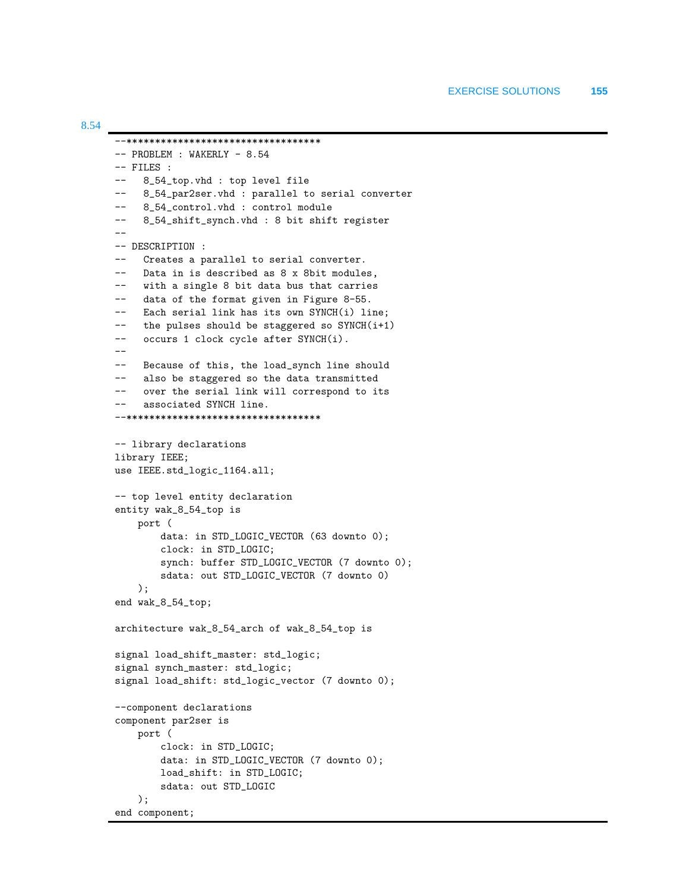8.54

```
--**********************************
-- PROBLEM : WAKERLY - 8.54
-- FILES :
--   8_54_top.vhd : top level file
--   8_54_par2ser.vhd : parallel to serial converter
--   8_54_control.vhd : control module
--   8_54_shift_synch.vhd : 8 bit shift register
--
-- DESCRIPTION :
--   Creates a parallel to serial converter.
--   Data in is described as 8 x 8bit modules,
--   with a single 8 bit data bus that carries
--   data of the format given in Figure 8-55.
--   Each serial link has its own SYNCH(i) line;
--   the pulses should be staggered so SYNCH(i+1)
--   occurs 1 clock cycle after SYNCH(i).
--
--   Because of this, the load_synch line should
--   also be staggered so the data transmitted
--   over the serial link will correspond to its
--   associated SYNCH line.
--**********************************

-- library declarations
library IEEE;
use IEEE.std_logic_1164.all;

-- top level entity declaration
entity wak_8_54_top is
    port (
        data: in STD_LOGIC_VECTOR (63 downto 0);
        clock: in STD_LOGIC;
        synch: buffer STD_LOGIC_VECTOR (7 downto 0);
        sdata: out STD_LOGIC_VECTOR (7 downto 0)
    );
end wak_8_54_top;

architecture wak_8_54_arch of wak_8_54_top is

signal load_shift_master: std_logic;
signal synch_master: std_logic;
signal load_shift: std_logic_vector (7 downto 0);

--component declarations
component par2ser is
    port (
        clock: in STD_LOGIC;
        data: in STD_LOGIC_VECTOR (7 downto 0);
        load_shift: in STD_LOGIC;
        sdata: out STD_LOGIC
    );
end component;
```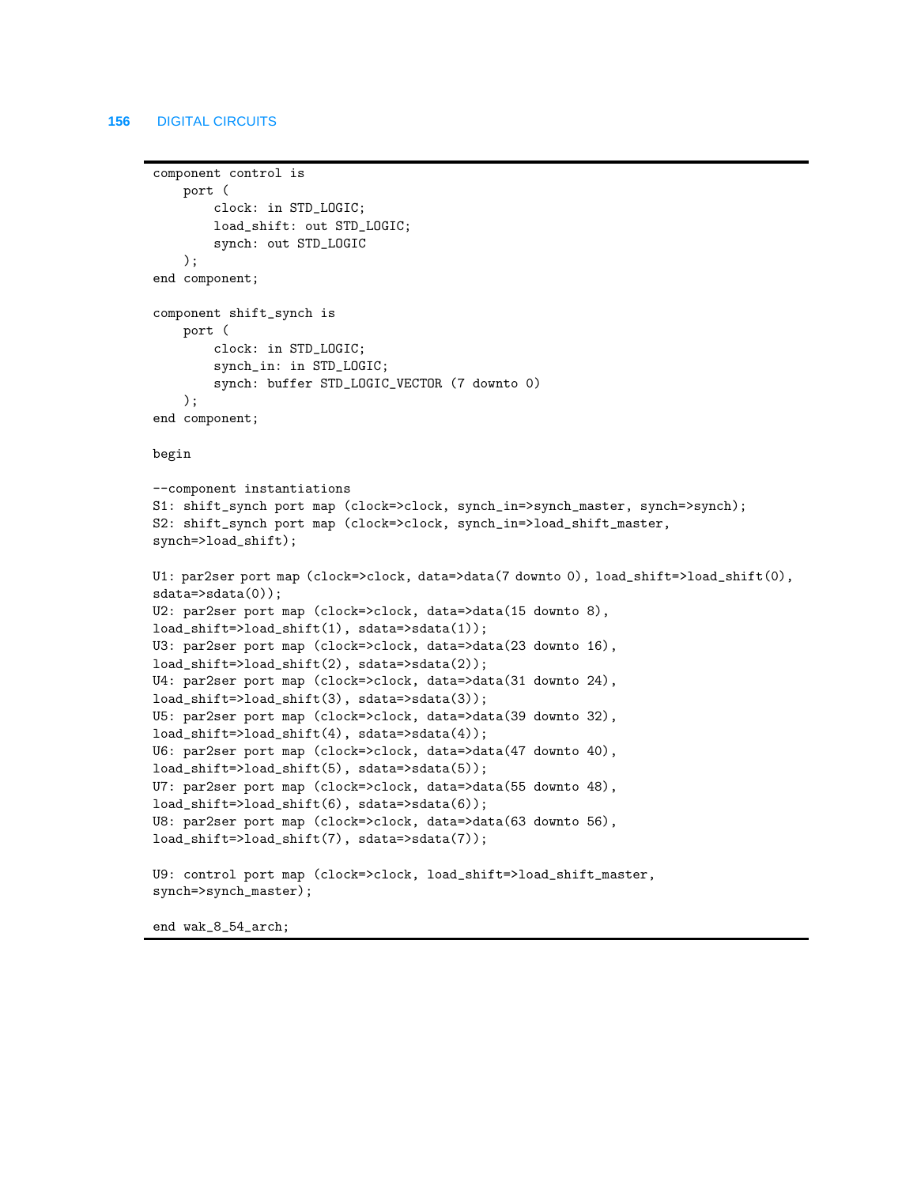```
component control is
    port (
        clock: in STD_LOGIC;
        load_shift: out STD_LOGIC;
        synch: out STD_LOGIC
    );
end component;

component shift_synch is
    port (
        clock: in STD_LOGIC;
        synch_in: in STD_LOGIC;
        synch: buffer STD_LOGIC_VECTOR (7 downto 0)
    );
end component;

begin

--component instantiations
S1: shift_synch port map (clock=>clock, synch_in=>synch_master, synch=>synch);
S2: shift_synch port map (clock=>clock, synch_in=>load_shift_master,
synch=>load_shift);

U1: par2ser port map (clock=>clock, data=>data(7 downto 0), load_shift=>load_shift(0),
sdata=>sdata(0));
U2: par2ser port map (clock=>clock, data=>data(15 downto 8),
load_shift=>load_shift(1), sdata=>sdata(1));
U3: par2ser port map (clock=>clock, data=>data(23 downto 16),
load_shift=>load_shift(2), sdata=>sdata(2));
U4: par2ser port map (clock=>clock, data=>data(31 downto 24),
load_shift=>load_shift(3), sdata=>sdata(3));
U5: par2ser port map (clock=>clock, data=>data(39 downto 32),
load_shift=>load_shift(4), sdata=>sdata(4));
U6: par2ser port map (clock=>clock, data=>data(47 downto 40),
load_shift=>load_shift(5), sdata=>sdata(5));
U7: par2ser port map (clock=>clock, data=>data(55 downto 48),
load_shift=>load_shift(6), sdata=>sdata(6));
U8: par2ser port map (clock=>clock, data=>data(63 downto 56),
load_shift=>load_shift(7), sdata=>sdata(7));

U9: control port map (clock=>clock, load_shift=>load_shift_master,
synch=>synch_master);

end wak_8_54_arch;
```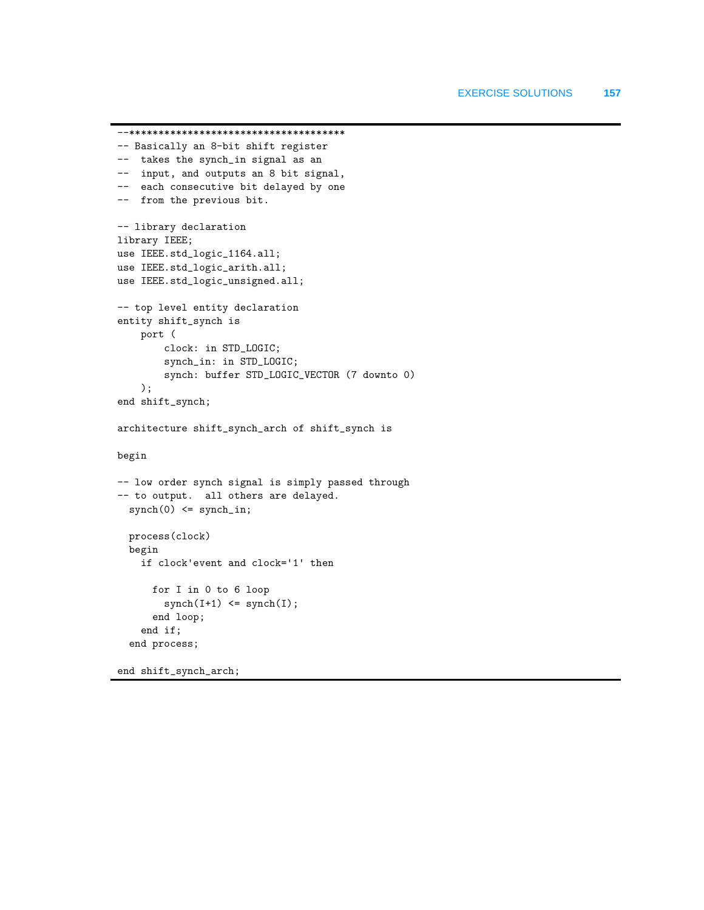```
--*************************************
-- Basically an 8-bit shift register
--  takes the synch_in signal as an
--  input, and outputs an 8 bit signal,
--  each consecutive bit delayed by one
--  from the previous bit.

-- library declaration
library IEEE;
use IEEE.std_logic_1164.all;
use IEEE.std_logic_arith.all;
use IEEE.std_logic_unsigned.all;

-- top level entity declaration
entity shift_synch is
    port (
        clock: in STD_LOGIC;
        synch_in: in STD_LOGIC;
        synch: buffer STD_LOGIC_VECTOR (7 downto 0)
    );
end shift_synch;

architecture shift_synch_arch of shift_synch is

begin

-- low order synch signal is simply passed through
-- to output.  all others are delayed.
  synch(0) <= synch_in;

  process(clock)
  begin
    if clock'event and clock='1' then

      for I in 0 to 6 loop
        synch(I+1) <= synch(I);
      end loop;
    end if;
  end process;

end shift_synch_arch;
```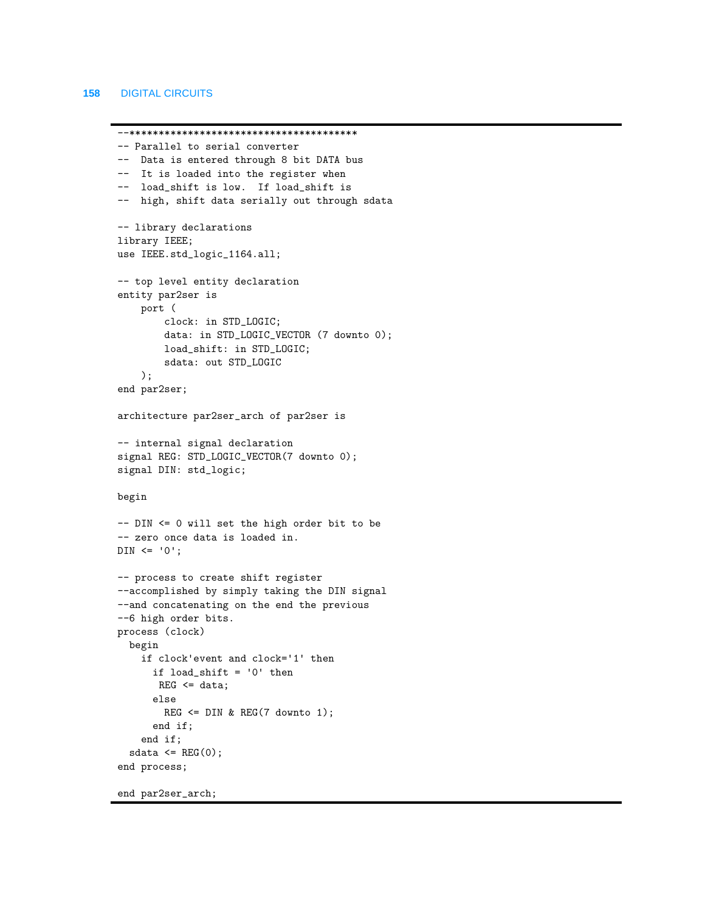```
--***************************************
-- Parallel to serial converter
--  Data is entered through 8 bit DATA bus
--  It is loaded into the register when
--  load_shift is low.  If load_shift is
--  high, shift data serially out through sdata

-- library declarations
library IEEE;
use IEEE.std_logic_1164.all;

-- top level entity declaration
entity par2ser is
    port (
        clock: in STD_LOGIC;
        data: in STD_LOGIC_VECTOR (7 downto 0);
        load_shift: in STD_LOGIC;
        sdata: out STD_LOGIC
    );
end par2ser;

architecture par2ser_arch of par2ser is

-- internal signal declaration
signal REG: STD_LOGIC_VECTOR(7 downto 0);
signal DIN: std_logic;

begin

-- DIN <= 0 will set the high order bit to be
-- zero once data is loaded in.
DIN <= '0';

-- process to create shift register
--accomplished by simply taking the DIN signal
--and concatenating on the end the previous
--6 high order bits.
process (clock)
  begin
    if clock'event and clock='1' then
      if load_shift = '0' then
       REG <= data;
      else
        REG <= DIN & REG(7 downto 1);
      end if;
    end if;
  sdata <= REG(0);
end process;

end par2ser_arch;
```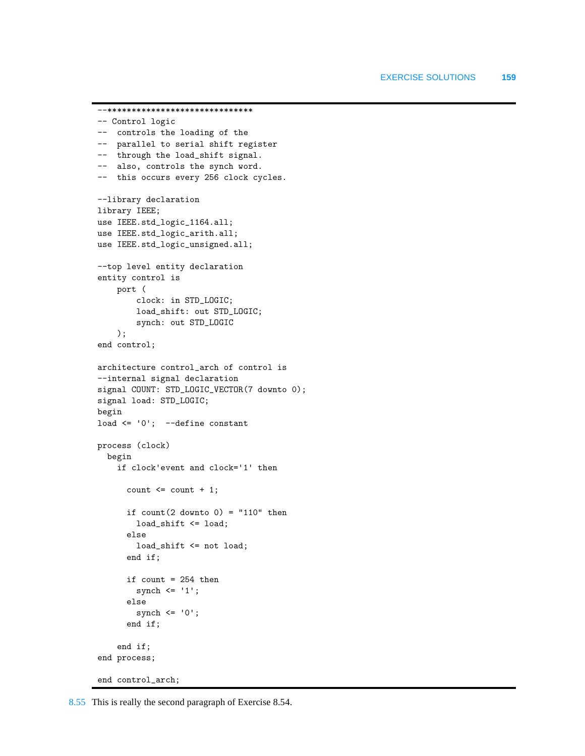```
--******************************
-- Control logic
--  controls the loading of the
--  parallel to serial shift register
--  through the load_shift signal.
--  also, controls the synch word.
--  this occurs every 256 clock cycles.

--library declaration
library IEEE;
use IEEE.std_logic_1164.all;
use IEEE.std_logic_arith.all;
use IEEE.std_logic_unsigned.all;

--top level entity declaration
entity control is
    port (
        clock: in STD_LOGIC;
        load_shift: out STD_LOGIC;
        synch: out STD_LOGIC
    );
end control;

architecture control_arch of control is
--internal signal declaration
signal COUNT: STD_LOGIC_VECTOR(7 downto 0);
signal load: STD_LOGIC;
begin
load <= '0';  --define constant

process (clock)
  begin
    if clock'event and clock='1' then

      count <= count + 1;

      if count(2 downto 0) = "110" then
        load_shift <= load;
      else
        load_shift <= not load;
      end if;

      if count = 254 then
        synch <= '1';
      else
        synch <= '0';
      end if;

    end if;
end process;

end control_arch;
```

8.55 This is really the second paragraph of Exercise 8.54.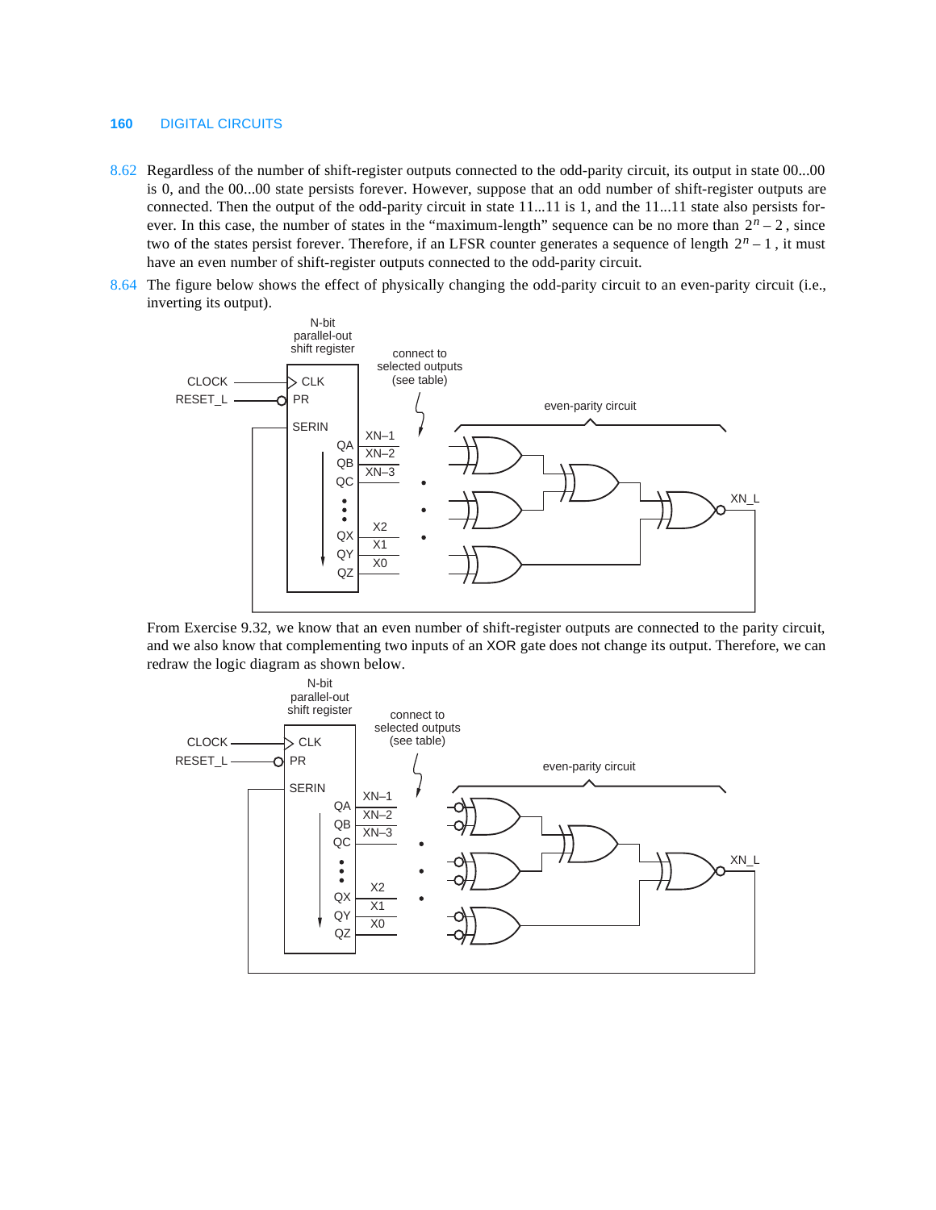8.62 Regardless of the number of shift-register outputs connected to the odd-parity circuit, its output in state 00...00 is 0, and the 00...00 state persists forever. However, suppose that an odd number of shift-register outputs are connected. Then the output of the odd-parity circuit in state 11...11 is 1, and the 11...11 state also persists forever. In this case, the number of states in the "maximum-length" sequence can be no more than $2^n - 2$, since two of the states persist forever. Therefore, if an LFSR counter generates a sequence of length $2^n - 1$, it must have an even number of shift-register outputs connected to the odd-parity circuit.

8.64 The figure below shows the effect of physically changing the odd-parity circuit to an even-parity circuit (i.e., inverting its output).

From Exercise 9.32, we know that an even number of shift-register outputs are connected to the parity circuit, and we also know that complementing two inputs of an XOR gate does not change its output. Therefore, we can redraw the logic diagram as shown below.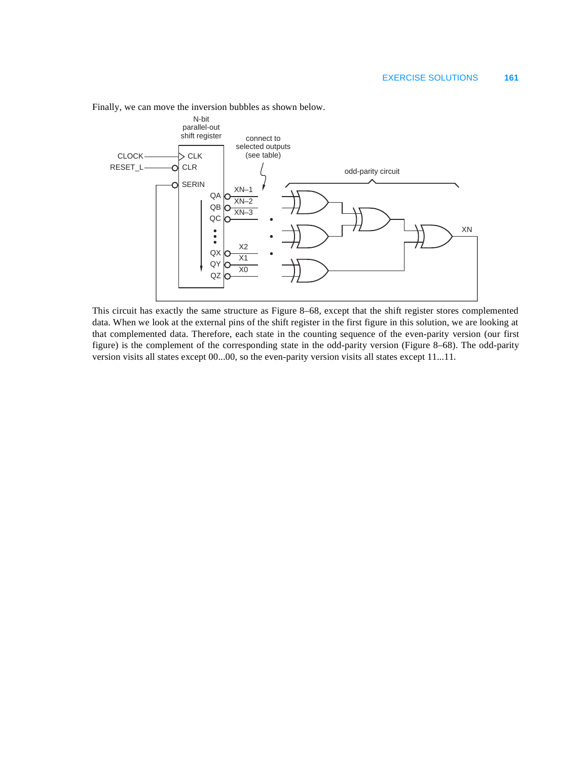Finally, we can move the inversion bubbles as shown below.

This circuit has exactly the same structure as Figure 8–68, except that the shift register stores complemented data. When we look at the external pins of the shift register in the first figure in this solution, we are looking at that complemented data. Therefore, each state in the counting sequence of the even-parity version (our first figure) is the complement of the corresponding state in the odd-parity version (Figure 8–68). The odd-parity version visits all states except 00...00, so the even-parity version visits all states except 11...11.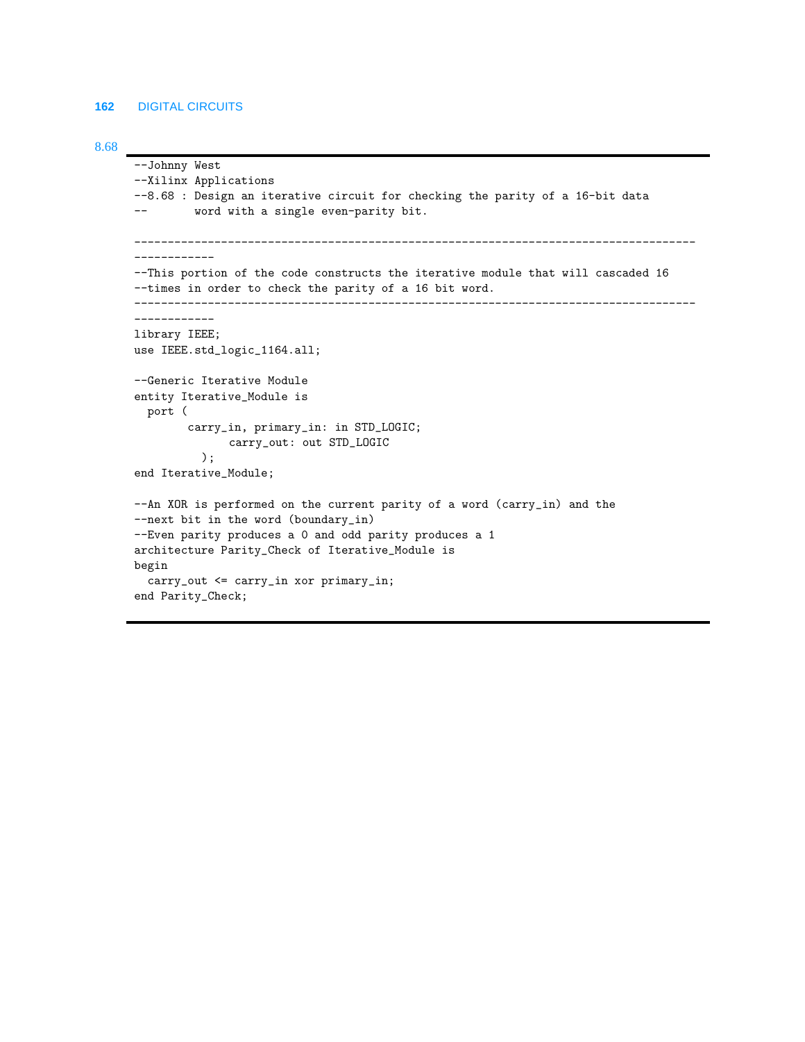8.68

```
--Johnny West
--Xilinx Applications
--8.68 : Design an iterative circuit for checking the parity of a 16-bit data
--       word with a single even-parity bit.

------------------------------------------------------------------------------------
------------
--This portion of the code constructs the iterative module that will cascaded 16
--times in order to check the parity of a 16 bit word.
------------------------------------------------------------------------------------
------------
library IEEE;
use IEEE.std_logic_1164.all;

--Generic Iterative Module
entity Iterative_Module is
  port (
        carry_in, primary_in: in STD_LOGIC;
              carry_out: out STD_LOGIC
          );
end Iterative_Module;

--An XOR is performed on the current parity of a word (carry_in) and the
--next bit in the word (boundary_in)
--Even parity produces a 0 and odd parity produces a 1
architecture Parity_Check of Iterative_Module is
begin
  carry_out <= carry_in xor primary_in;
end Parity_Check;
```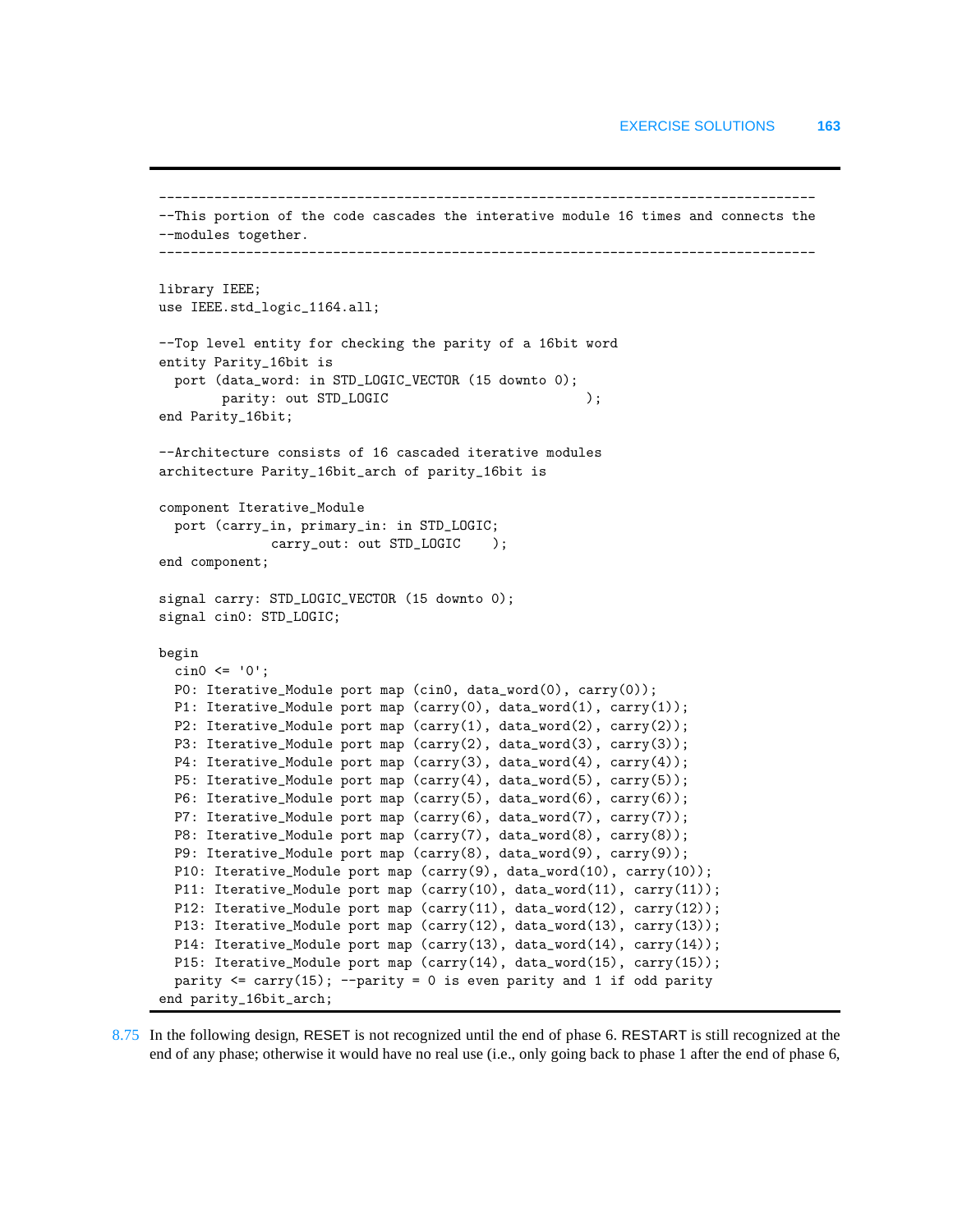```
--------------------------------------------------------------------------------
--This portion of the code cascades the interative module 16 times and connects the
--modules together.
--------------------------------------------------------------------------------

library IEEE;
use IEEE.std_logic_1164.all;

--Top level entity for checking the parity of a 16bit word
entity Parity_16bit is
  port (data_word: in STD_LOGIC_VECTOR (15 downto 0);
        parity: out STD_LOGIC                         );
end Parity_16bit;

--Architecture consists of 16 cascaded iterative modules
architecture Parity_16bit_arch of parity_16bit is

component Iterative_Module
  port (carry_in, primary_in: in STD_LOGIC;
              carry_out: out STD_LOGIC    );
end component;

signal carry: STD_LOGIC_VECTOR (15 downto 0);
signal cin0: STD_LOGIC;

begin
  cin0 <= '0';
  P0: Iterative_Module port map (cin0, data_word(0), carry(0));
  P1: Iterative_Module port map (carry(0), data_word(1), carry(1));
  P2: Iterative_Module port map (carry(1), data_word(2), carry(2));
  P3: Iterative_Module port map (carry(2), data_word(3), carry(3));
  P4: Iterative_Module port map (carry(3), data_word(4), carry(4));
  P5: Iterative_Module port map (carry(4), data_word(5), carry(5));
  P6: Iterative_Module port map (carry(5), data_word(6), carry(6));
  P7: Iterative_Module port map (carry(6), data_word(7), carry(7));
  P8: Iterative_Module port map (carry(7), data_word(8), carry(8));
  P9: Iterative_Module port map (carry(8), data_word(9), carry(9));
  P10: Iterative_Module port map (carry(9), data_word(10), carry(10));
  P11: Iterative_Module port map (carry(10), data_word(11), carry(11));
  P12: Iterative_Module port map (carry(11), data_word(12), carry(12));
  P13: Iterative_Module port map (carry(12), data_word(13), carry(13));
  P14: Iterative_Module port map (carry(13), data_word(14), carry(14));
  P15: Iterative_Module port map (carry(14), data_word(15), carry(15));
  parity <= carry(15); --parity = 0 is even parity and 1 if odd parity
end parity_16bit_arch;
```

8.75 In the following design, RESET is not recognized until the end of phase 6. RESTART is still recognized at the end of any phase; otherwise it would have no real use (i.e., only going back to phase 1 after the end of phase 6,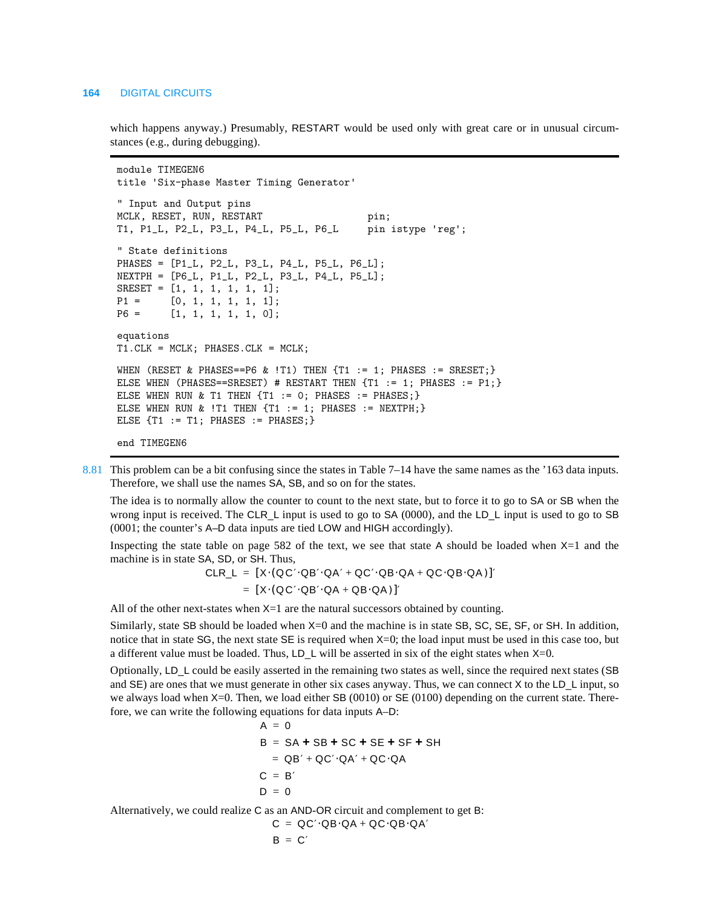which happens anyway.) Presumably, RESTART would be used only with great care or in unusual circumstances (e.g., during debugging).

```
module TIMEGEN6
title 'Six-phase Master Timing Generator'

" Input and Output pins
MCLK, RESET, RUN, RESTART                   pin;
T1, P1_L, P2_L, P3_L, P4_L, P5_L, P6_L      pin istype 'reg';

" State definitions
PHASES = [P1_L, P2_L, P3_L, P4_L, P5_L, P6_L];
NEXTPH = [P6_L, P1_L, P2_L, P3_L, P4_L, P5_L];
SRESET = [1, 1, 1, 1, 1, 1];
P1 =     [0, 1, 1, 1, 1, 1];
P6 =     [1, 1, 1, 1, 1, 0];

equations
T1.CLK = MCLK; PHASES.CLK = MCLK;

WHEN (RESET & PHASES==P6 & !T1) THEN {T1 := 1; PHASES := SRESET;}
ELSE WHEN (PHASES==SRESET) # RESTART THEN {T1 := 1; PHASES := P1;}
ELSE WHEN RUN & T1 THEN {T1 := 0; PHASES := PHASES;}
ELSE WHEN RUN & !T1 THEN {T1 := 1; PHASES := NEXTPH;}
ELSE {T1 := T1; PHASES := PHASES;}

end TIMEGEN6
```

8.81 This problem can be a bit confusing since the states in Table 7–14 have the same names as the '163 data inputs. Therefore, we shall use the names SA, SB, and so on for the states.

The idea is to normally allow the counter to count to the next state, but to force it to go to SA or SB when the wrong input is received. The CLR_L input is used to go to SA (0000), and the LD_L input is used to go to SB (0001; the counter's A–D data inputs are tied LOW and HIGH accordingly).

Inspecting the state table on page 582 of the text, we see that state A should be loaded when X=1 and the machine is in state SA, SD, or SH. Thus,

$$
\begin{aligned}
\text{CLR\_L} &= [X \cdot (QC' \cdot QB' \cdot QA' + QC' \cdot QB \cdot QA + QC \cdot QB \cdot QA)]' \\
&= [X \cdot (QC' \cdot QB' \cdot QA + QB \cdot QA)]'
\end{aligned}
$$

All of the other next-states when X=1 are the natural successors obtained by counting.

Similarly, state SB should be loaded when X=0 and the machine is in state SB, SC, SE, SF, or SH. In addition, notice that in state SG, the next state SE is required when X=0; the load input must be used in this case too, but a different value must be loaded. Thus, LD_L will be asserted in six of the eight states when X=0.

Optionally, LD_L could be easily asserted in the remaining two states as well, since the required next states (SB and SE) are ones that we must generate in other six cases anyway. Thus, we can connect X to the LD_L input, so we always load when X=0. Then, we load either SB (0010) or SE (0100) depending on the current state. Therefore, we can write the following equations for data inputs A–D:

$$
\begin{aligned}
A &= 0 \\
B &= SA + SB + SC + SE + SF + SH \\
&= QB' + QC' \cdot QA' + QC \cdot QA \\
C &= B' \\
D &= 0
\end{aligned}
$$

Alternatively, we could realize C as an AND-OR circuit and complement to get B:

$$
\begin{aligned}
C &= QC' \cdot QB \cdot QA + QC \cdot QB \cdot QA' \\
B &= C'
\end{aligned}
$$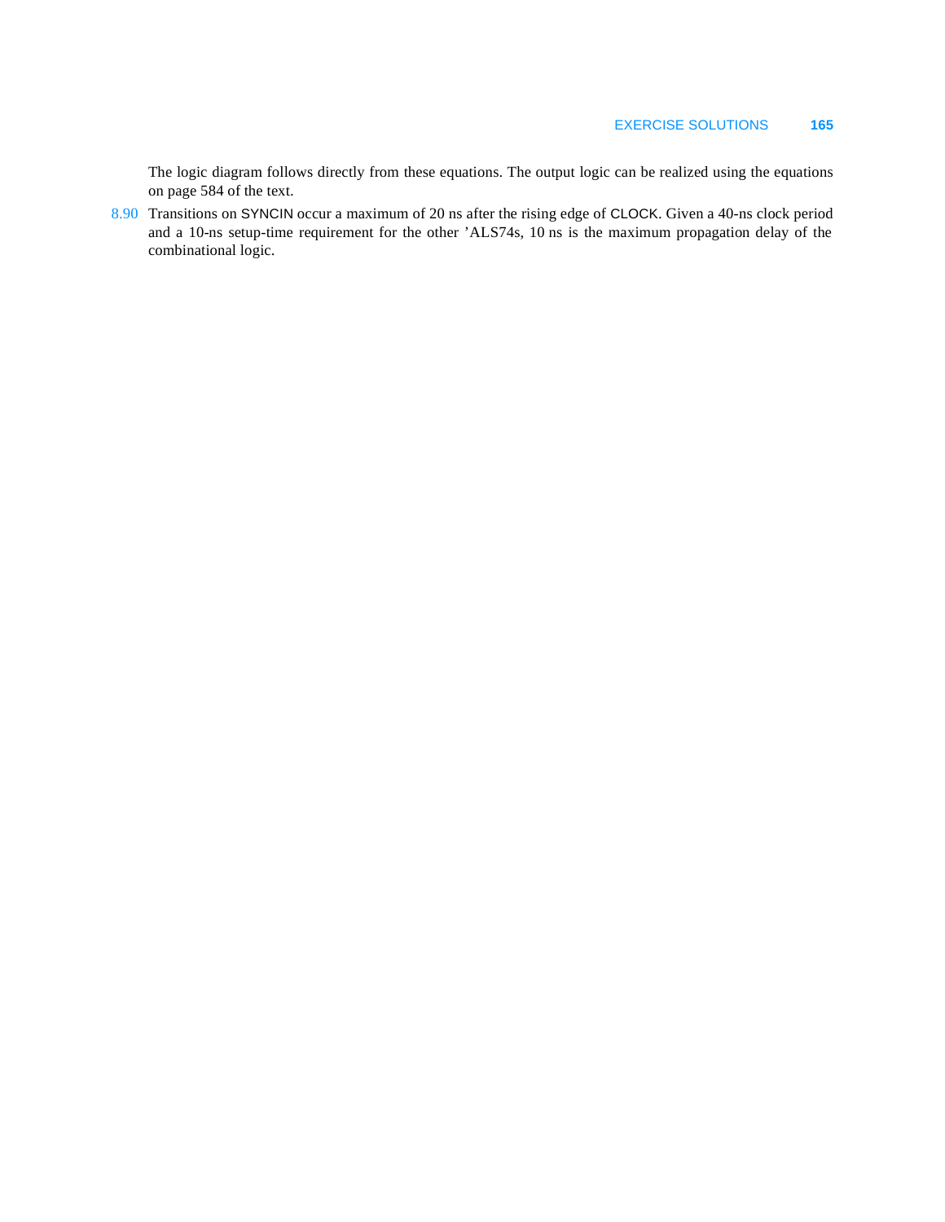The logic diagram follows directly from these equations. The output logic can be realized using the equations on page 584 of the text.

8.90 Transitions on SYNCIN occur a maximum of 20 ns after the rising edge of CLOCK. Given a 40-ns clock period and a 10-ns setup-time requirement for the other ’ALS74s, 10 ns is the maximum propagation delay of the combinational logic.